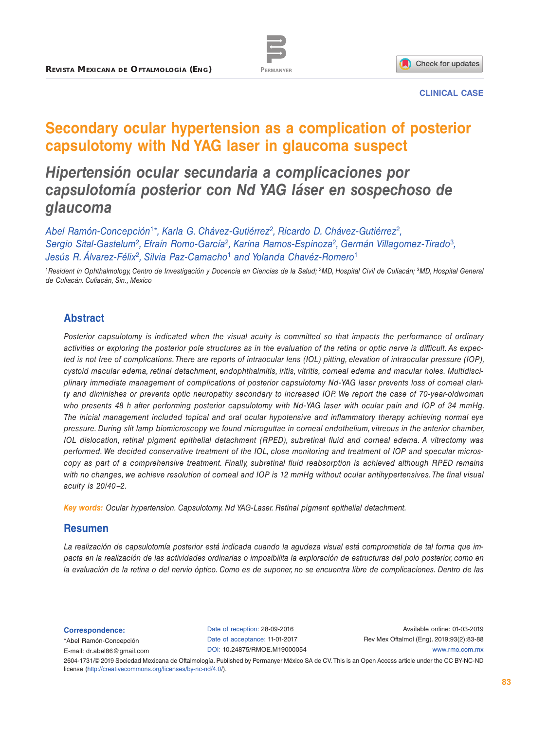CLINICAL CASE

# Secondary ocular hypertension as a complication of posterior capsulotomy with Nd YAG laser in glaucoma suspect

# *Hipertensión ocular secundaria a complicaciones por capsulotomía posterior con Nd YAG láser en sospechoso de glaucoma*

*Abel Ramón-Concepción[1]\*, Karla G. Chávez-Gutiérrez[2], Ricardo D. Chávez-Gutiérrez[2], Sergio Sital-Gastelum[2], Efraín Romo-García[2], Karina Ramos-Espinoza[2], Germán Villagomez-Tirado[3], Jesús R. Álvarez-Félix[2], Silvia Paz-Camacho[1] and Yolanda Chavéz-Romero[1]*

[1]*Resident in Ophthalmology, Centro de Investigación y Docencia en Ciencias de la Salud;* [2]*MD, Hospital Civil de Culiacán;* [3]*MD, Hospital General de Culiacán. Culiacán, Sin., Mexico*

## Abstract

*Posterior capsulotomy is indicated when the visual acuity is committed so that impacts the performance of ordinary activities or exploring the posterior pole structures as in the evaluation of the retina or optic nerve is difficult. As expected is not free of complications. There are reports of intraocular lens (IOL) pitting, elevation of intraocular pressure (IOP), cystoid macular edema, retinal detachment, endophthalmitis, iritis, vitritis, corneal edema and macular holes. Multidisciplinary immediate management of complications of posterior capsulotomy Nd-YAG laser prevents loss of corneal clarity and diminishes or prevents optic neuropathy secondary to increased IOP. We report the case of 70-year-oldwoman who presents 48 h after performing posterior capsulotomy with Nd-YAG laser with ocular pain and IOP of 34 mmHg. The inicial management included topical and oral ocular hypotensive and inflammatory therapy achieving normal eye pressure. During slit lamp biomicroscopy we found microguttae in corneal endothelium, vitreous in the anterior chamber, IOL dislocation, retinal pigment epithelial detachment (RPED), subretinal fluid and corneal edema. A vitrectomy was performed. We decided conservative treatment of the IOL, close monitoring and treatment of IOP and specular microscopy as part of a comprehensive treatment. Finally, subretinal fluid reabsorption is achieved although RPED remains with no changes, we achieve resolution of corneal and IOP is 12 mmHg without ocular antihypertensives. The final visual acuity is 20/40−2.*

**Key words:** *Ocular hypertension. Capsulotomy. Nd YAG-Laser. Retinal pigment epithelial detachment.*

## Resumen

*La realización de capsulotomía posterior está indicada cuando la agudeza visual está comprometida de tal forma que impacta en la realización de las actividades ordinarias o imposibilita la exploración de estructuras del polo posterior, como en la evaluación de la retina o del nervio óptico. Como es de suponer, no se encuentra libre de complicaciones. Dentro de las*

**Correspondence:**
\*Abel Ramón-Concepción
E-mail: dr.abel86@gmail.com

Date of reception: 28-09-2016
Date of acceptance: 11-01-2017
DOI: 10.24875/RMOE.M19000054

Available online: 01-03-2019
Rev Mex Oftalmol (Eng). 2019;93(2):83-88
www.rmo.com.mx

2604-1731/© 2019 Sociedad Mexicana de Oftalmología. Published by Permanyer México SA de CV. This is an Open Access article under the CC BY-NC-ND license (http://creativecommons.org/licenses/by-nc-nd/4.0/).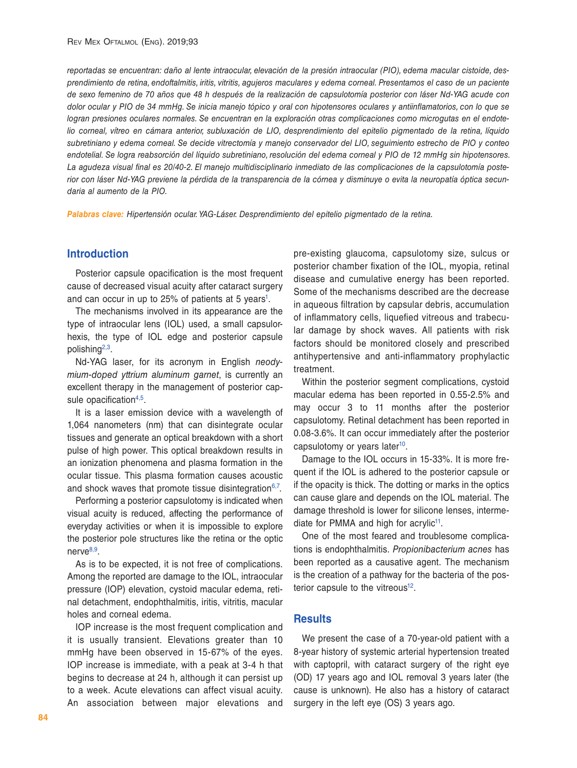*reportadas se encuentran: daño al lente intraocular, elevación de la presión intraocular (PIO), edema macular cistoide, desprendimiento de retina, endoftalmitis, iritis, vitritis, agujeros maculares y edema corneal. Presentamos el caso de un paciente de sexo femenino de 70 años que 48 h después de la realización de capsulotomía posterior con láser Nd-YAG acude con dolor ocular y PIO de 34 mmHg. Se inicia manejo tópico y oral con hipotensores oculares y antiinflamatorios, con lo que se logran presiones oculares normales. Se encuentran en la exploración otras complicaciones como microgutas en el endotelio corneal, vítreo en cámara anterior, subluxación de LIO, desprendimiento del epitelio pigmentado de la retina, líquido subretiniano y edema corneal. Se decide vitrectomía y manejo conservador del LIO, seguimiento estrecho de PIO y conteo endotelial. Se logra reabsorción del líquido subretiniano, resolución del edema corneal y PIO de 12 mmHg sin hipotensores. La agudeza visual final es 20/40-2. El manejo multidisciplinario inmediato de las complicaciones de la capsulotomía posterior con láser Nd-YAG previene la pérdida de la transparencia de la córnea y disminuye o evita la neuropatía óptica secundaria al aumento de la PIO.*

**Palabras clave:** *Hipertensión ocular. YAG-Láser. Desprendimiento del epitelio pigmentado de la retina.*

## Introduction

Posterior capsule opacification is the most frequent cause of decreased visual acuity after cataract surgery and can occur in up to 25% of patients at 5 years[1].

The mechanisms involved in its appearance are the type of intraocular lens (IOL) used, a small capsulorhexis, the type of IOL edge and posterior capsule polishing[2,3].

Nd-YAG laser, for its acronym in English *neodymium-doped yttrium aluminum garnet*, is currently an excellent therapy in the management of posterior capsule opacification[4,5].

It is a laser emission device with a wavelength of 1,064 nanometers (nm) that can disintegrate ocular tissues and generate an optical breakdown with a short pulse of high power. This optical breakdown results in an ionization phenomena and plasma formation in the ocular tissue. This plasma formation causes acoustic and shock waves that promote tissue disintegration[6,7].

Performing a posterior capsulotomy is indicated when visual acuity is reduced, affecting the performance of everyday activities or when it is impossible to explore the posterior pole structures like the retina or the optic nerve[8,9].

As is to be expected, it is not free of complications. Among the reported are damage to the IOL, intraocular pressure (IOP) elevation, cystoid macular edema, retinal detachment, endophthalmitis, iritis, vitritis, macular holes and corneal edema.

IOP increase is the most frequent complication and it is usually transient. Elevations greater than 10 mmHg have been observed in 15-67% of the eyes. IOP increase is immediate, with a peak at 3-4 h that begins to decrease at 24 h, although it can persist up to a week. Acute elevations can affect visual acuity. An association between major elevations and pre-existing glaucoma, capsulotomy size, sulcus or posterior chamber fixation of the IOL, myopia, retinal disease and cumulative energy has been reported. Some of the mechanisms described are the decrease in aqueous filtration by capsular debris, accumulation of inflammatory cells, liquefied vitreous and trabecular damage by shock waves. All patients with risk factors should be monitored closely and prescribed antihypertensive and anti-inflammatory prophylactic treatment.

Within the posterior segment complications, cystoid macular edema has been reported in 0.55-2.5% and may occur 3 to 11 months after the posterior capsulotomy. Retinal detachment has been reported in 0.08-3.6%. It can occur immediately after the posterior capsulotomy or years later[10].

Damage to the IOL occurs in 15-33%. It is more frequent if the IOL is adhered to the posterior capsule or if the opacity is thick. The dotting or marks in the optics can cause glare and depends on the IOL material. The damage threshold is lower for silicone lenses, intermediate for PMMA and high for acrylic[11].

One of the most feared and troublesome complications is endophthalmitis. *Propionibacterium acnes* has been reported as a causative agent. The mechanism is the creation of a pathway for the bacteria of the posterior capsule to the vitreous[12].

## Results

We present the case of a 70-year-old patient with a 8-year history of systemic arterial hypertension treated with captopril, with cataract surgery of the right eye (OD) 17 years ago and IOL removal 3 years later (the cause is unknown). He also has a history of cataract surgery in the left eye (OS) 3 years ago.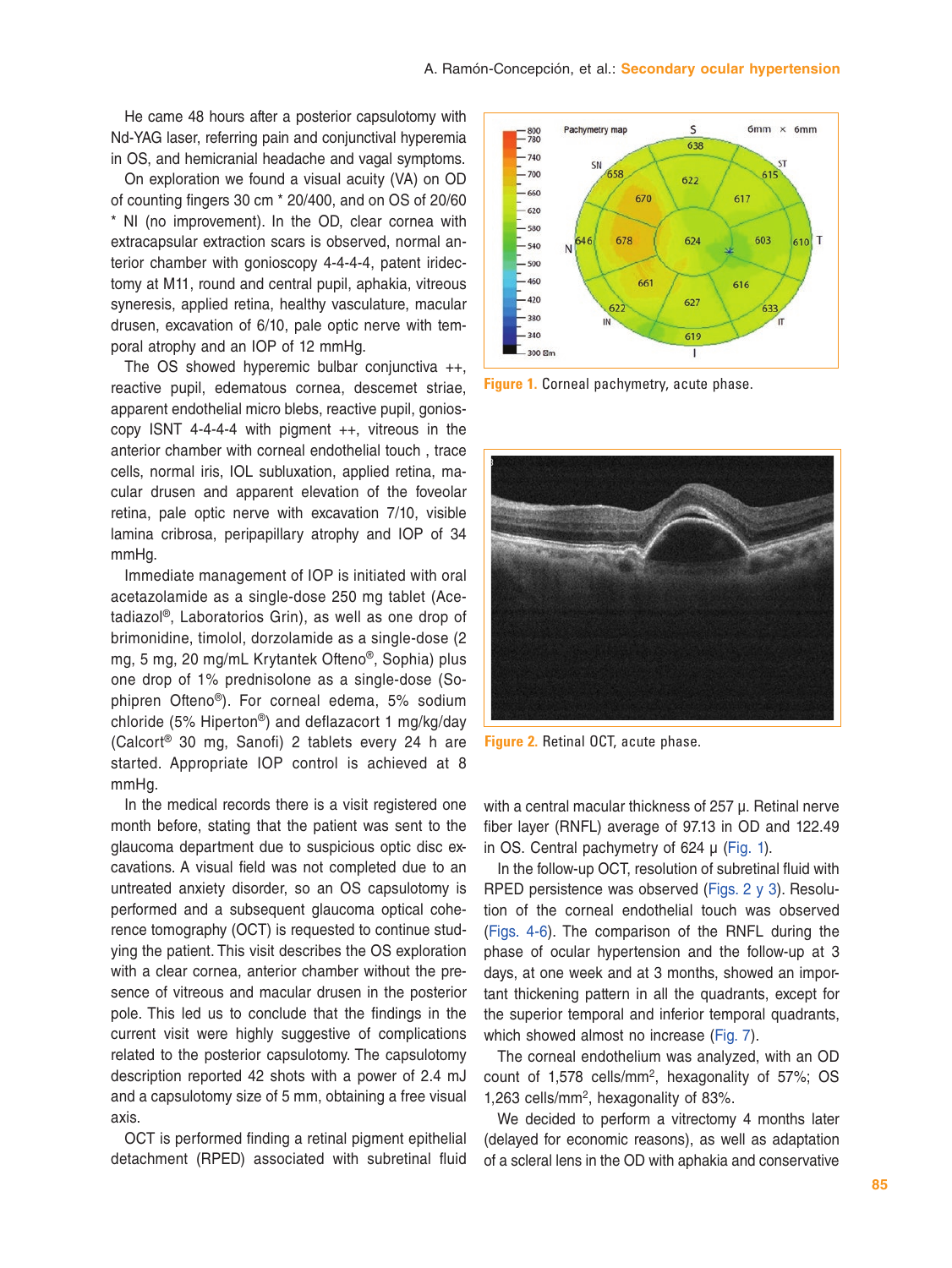He came 48 hours after a posterior capsulotomy with Nd-YAG laser, referring pain and conjunctival hyperemia in OS, and hemicranial headache and vagal symptoms.

On exploration we found a visual acuity (VA) on OD of counting fingers 30 cm * 20/400, and on OS of 20/60 * NI (no improvement). In the OD, clear cornea with extracapsular extraction scars is observed, normal anterior chamber with gonioscopy 4-4-4-4, patent iridectomy at M11, round and central pupil, aphakia, vitreous syneresis, applied retina, healthy vasculature, macular drusen, excavation of 6/10, pale optic nerve with temporal atrophy and an IOP of 12 mmHg.

The OS showed hyperemic bulbar conjunctiva ++, reactive pupil, edematous cornea, descemet striae, apparent endothelial micro blebs, reactive pupil, gonioscopy ISNT 4-4-4-4 with pigment ++, vitreous in the anterior chamber with corneal endothelial touch , trace cells, normal iris, IOL subluxation, applied retina, macular drusen and apparent elevation of the foveolar retina, pale optic nerve with excavation 7/10, visible lamina cribrosa, peripapillary atrophy and IOP of 34 mmHg.

Immediate management of IOP is initiated with oral acetazolamide as a single-dose 250 mg tablet (Acetadiazol®, Laboratorios Grin), as well as one drop of brimonidine, timolol, dorzolamide as a single-dose (2 mg, 5 mg, 20 mg/mL Krytantek Ofteno®, Sophia) plus one drop of 1% prednisolone as a single-dose (Sophipren Ofteno®). For corneal edema, 5% sodium chloride (5% Hiperton®) and deflazacort 1 mg/kg/day (Calcort® 30 mg, Sanofi) 2 tablets every 24 h are started. Appropriate IOP control is achieved at 8 mmHg.

In the medical records there is a visit registered one month before, stating that the patient was sent to the glaucoma department due to suspicious optic disc excavations. A visual field was not completed due to an untreated anxiety disorder, so an OS capsulotomy is performed and a subsequent glaucoma optical coherence tomography (OCT) is requested to continue studying the patient. This visit describes the OS exploration with a clear cornea, anterior chamber without the presence of vitreous and macular drusen in the posterior pole. This led us to conclude that the findings in the current visit were highly suggestive of complications related to the posterior capsulotomy. The capsulotomy description reported 42 shots with a power of 2.4 mJ and a capsulotomy size of 5 mm, obtaining a free visual axis.

OCT is performed finding a retinal pigment epithelial detachment (RPED) associated with subretinal fluid with a central macular thickness of 257 µ. Retinal nerve fiber layer (RNFL) average of 97.13 in OD and 122.49 in OS. Central pachymetry of 624 µ (Fig. 1).

**Figure 1.** Corneal pachymetry, acute phase.

**Figure 2.** Retinal OCT, acute phase.

In the follow-up OCT, resolution of subretinal fluid with RPED persistence was observed (Figs. 2 y 3). Resolution of the corneal endothelial touch was observed (Figs. 4-6). The comparison of the RNFL during the phase of ocular hypertension and the follow-up at 3 days, at one week and at 3 months, showed an important thickening pattern in all the quadrants, except for the superior temporal and inferior temporal quadrants, which showed almost no increase (Fig. 7).

The corneal endothelium was analyzed, with an OD count of 1,578 cells/mm$^2$, hexagonality of 57%; OS 1,263 cells/mm$^2$, hexagonality of 83%.

We decided to perform a vitrectomy 4 months later (delayed for economic reasons), as well as adaptation of a scleral lens in the OD with aphakia and conservative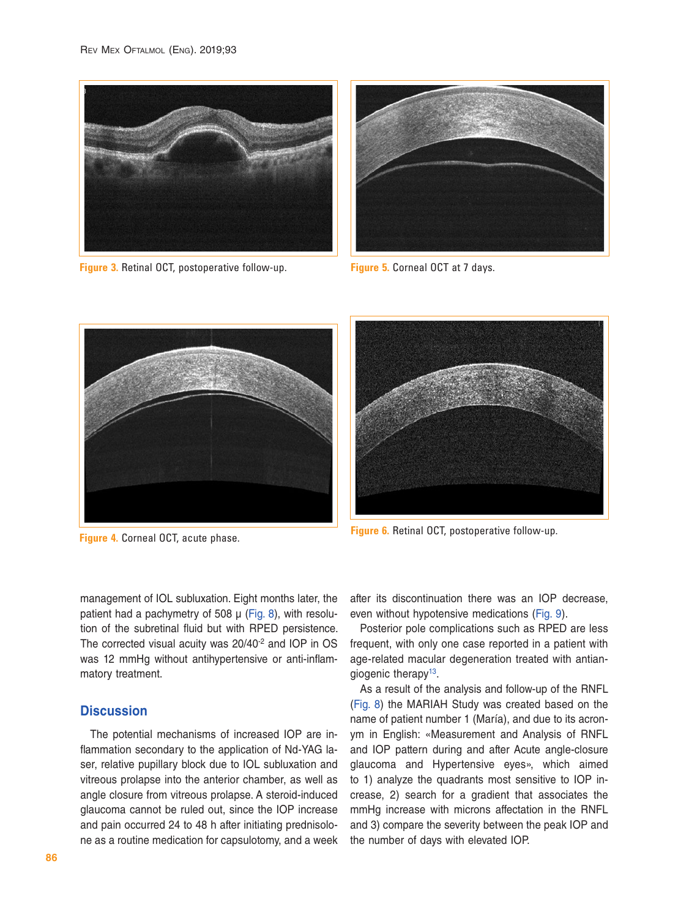Figure 3. Retinal OCT, postoperative follow-up.

Figure 5. Corneal OCT at 7 days.

Figure 4. Corneal OCT, acute phase.

Figure 6. Retinal OCT, postoperative follow-up.

management of IOL subluxation. Eight months later, the patient had a pachymetry of 508 μ (Fig. 8), with resolution of the subretinal fluid but with RPED persistence. The corrected visual acuity was 20/40$^{-2}$ and IOP in OS was 12 mmHg without antihypertensive or anti-inflammatory treatment.

## Discussion

The potential mechanisms of increased IOP are inflammation secondary to the application of Nd-YAG laser, relative pupillary block due to IOL subluxation and vitreous prolapse into the anterior chamber, as well as angle closure from vitreous prolapse. A steroid-induced glaucoma cannot be ruled out, since the IOP increase and pain occurred 24 to 48 h after initiating prednisolone as a routine medication for capsulotomy, and a week after its discontinuation there was an IOP decrease, even without hypotensive medications (Fig. 9).

Posterior pole complications such as RPED are less frequent, with only one case reported in a patient with age-related macular degeneration treated with antiangiogenic therapy[13].

As a result of the analysis and follow-up of the RNFL (Fig. 8) the MARIAH Study was created based on the name of patient number 1 (María), and due to its acronym in English: «Measurement and Analysis of RNFL and IOP pattern during and after Acute angle-closure glaucoma and Hypertensive eyes», which aimed to 1) analyze the quadrants most sensitive to IOP increase, 2) search for a gradient that associates the mmHg increase with microns affectation in the RNFL and 3) compare the severity between the peak IOP and the number of days with elevated IOP.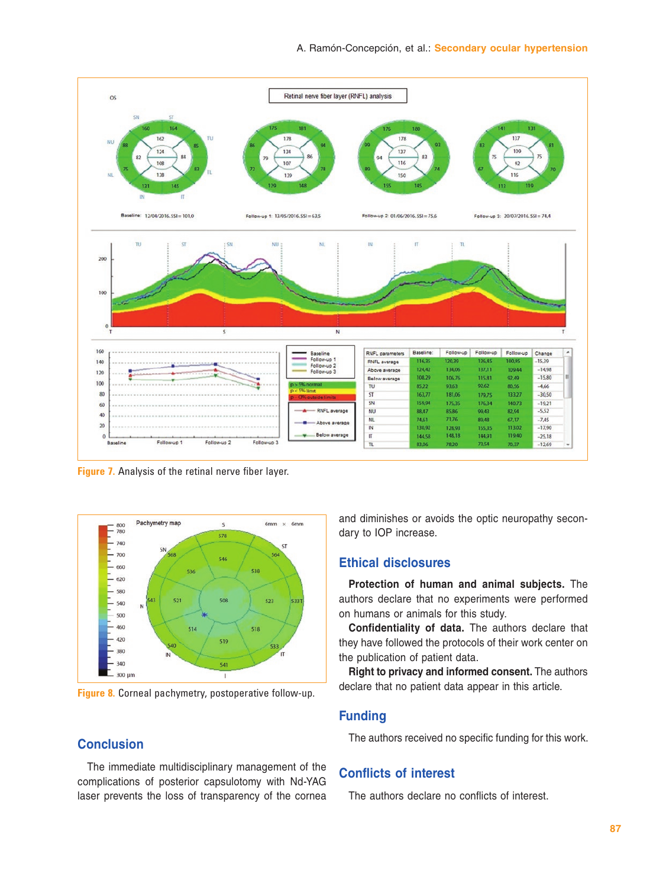Figure 7. Analysis of the retinal nerve fiber layer.

Figure 8. Corneal pachymetry, postoperative follow-up.

## Conclusion

The immediate multidisciplinary management of the complications of posterior capsulotomy with Nd-YAG laser prevents the loss of transparency of the cornea and diminishes or avoids the optic neuropathy secondary to IOP increase.

## Ethical disclosures

**Protection of human and animal subjects.** The authors declare that no experiments were performed on humans or animals for this study.

**Confidentiality of data.** The authors declare that they have followed the protocols of their work center on the publication of patient data.

**Right to privacy and informed consent.** The authors declare that no patient data appear in this article.

## Funding

The authors received no specific funding for this work.

## Conflicts of interest

The authors declare no conflicts of interest.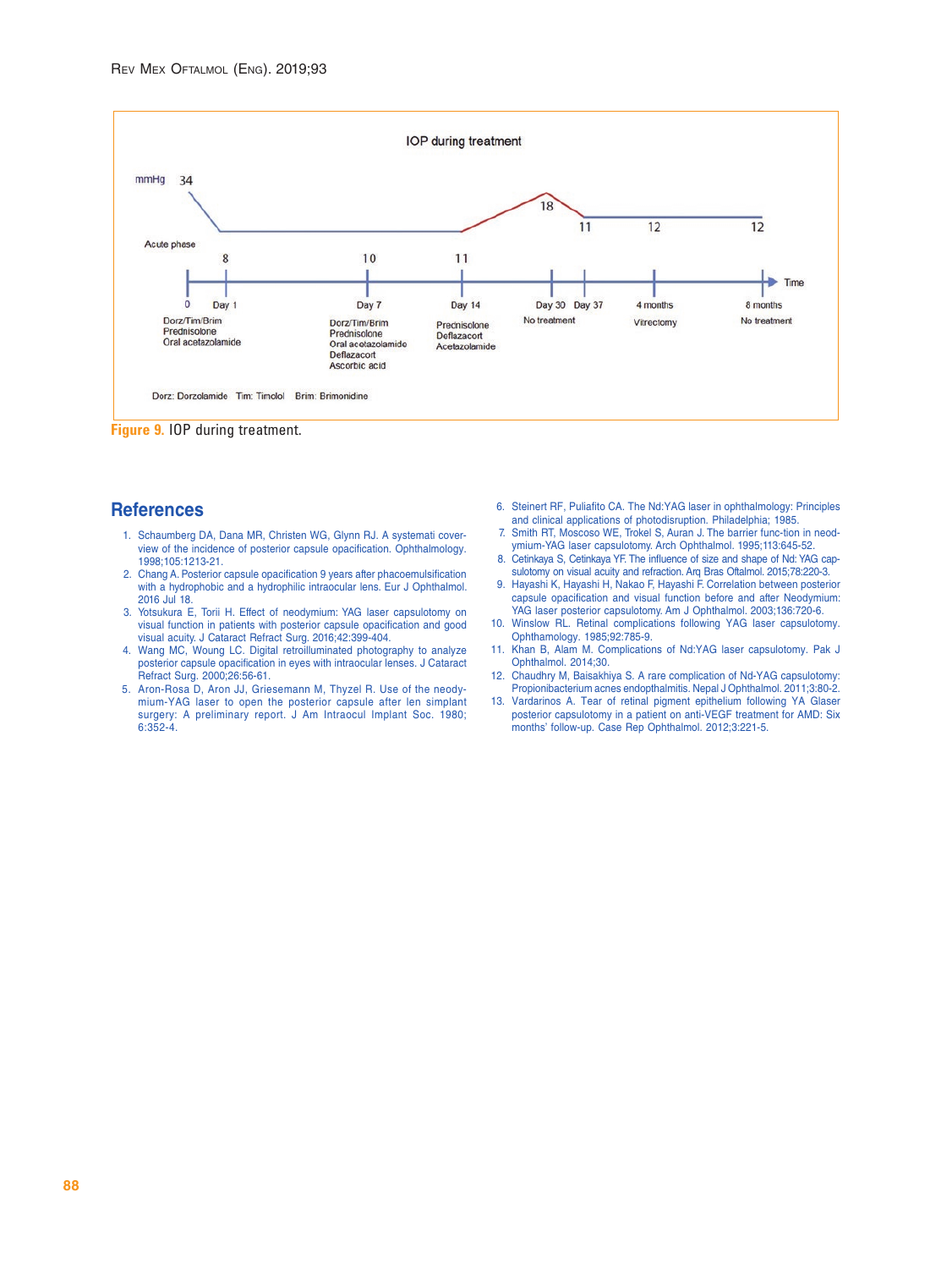IOP during treatment

mmHg 34

18

11 12 12

Acute phase

8 10 11

0 Day 1 Day 7 Day 14 Day 30 Day 37 4 months 8 months Time

Dorz/Tim/Brim
Prednisolone
Oral acetazolamide

Dorz/Tim/Brim
Prednisolone
Oral acetazolamide
Deflazacort
Ascorbic acid

Prednisolone
Deflazacort
Acetazolamide

No treatment

Vitrectomy

No treatment

Dorz: Dorzolamide Tim: Timolol Brim: Brimonidine

**Figure 9.** IOP during treatment.

## References

1. Schaumberg DA, Dana MR, Christen WG, Glynn RJ. A systemati cover-view of the incidence of posterior capsule opacification. Ophthalmology. 1998;105:1213-21.
2. Chang A. Posterior capsule opacification 9 years after phacoemulsification with a hydrophobic and a hydrophilic intraocular lens. Eur J Ophthalmol. 2016 Jul 18.
3. Yotsukura E, Torii H. Effect of neodymium: YAG laser capsulotomy on visual function in patients with posterior capsule opacification and good visual acuity. J Cataract Refract Surg. 2016;42:399-404.
4. Wang MC, Woung LC. Digital retroilluminated photography to analyze posterior capsule opacification in eyes with intraocular lenses. J Cataract Refract Surg. 2000;26:56-61.
5. Aron-Rosa D, Aron JJ, Griesemann M, Thyzel R. Use of the neodymium-YAG laser to open the posterior capsule after len simplant surgery: A preliminary report. J Am Intraocul Implant Soc. 1980; 6:352-4.
6. Steinert RF, Puliafito CA. The Nd:YAG laser in ophthalmology: Principles and clinical applications of photodisruption. Philadelphia; 1985.
7. Smith RT, Moscoso WE, Trokel S, Auran J. The barrier func-tion in neodymium-YAG laser capsulotomy. Arch Ophthalmol. 1995;113:645-52.
8. Cetinkaya S, Cetinkaya YF. The influence of size and shape of Nd: YAG capsulotomy on visual acuity and refraction. Arq Bras Oftalmol. 2015;78:220-3.
9. Hayashi K, Hayashi H, Nakao F, Hayashi F. Correlation between posterior capsule opacification and visual function before and after Neodymium: YAG laser posterior capsulotomy. Am J Ophthalmol. 2003;136:720-6.
10. Winslow RL. Retinal complications following YAG laser capsulotomy. Ophthamology. 1985;92:785-9.
11. Khan B, Alam M. Complications of Nd:YAG laser capsulotomy. Pak J Ophthalmol. 2014;30.
12. Chaudhry M, Baisakhiya S. A rare complication of Nd-YAG capsulotomy: Propionibacterium acnes endopthalmitis. Nepal J Ophthalmol. 2011;3:80-2.
13. Vardarinos A. Tear of retinal pigment epithelium following YA Glaser posterior capsulotomy in a patient on anti-VEGF treatment for AMD: Six months' follow-up. Case Rep Ophthalmol. 2012;3:221-5.